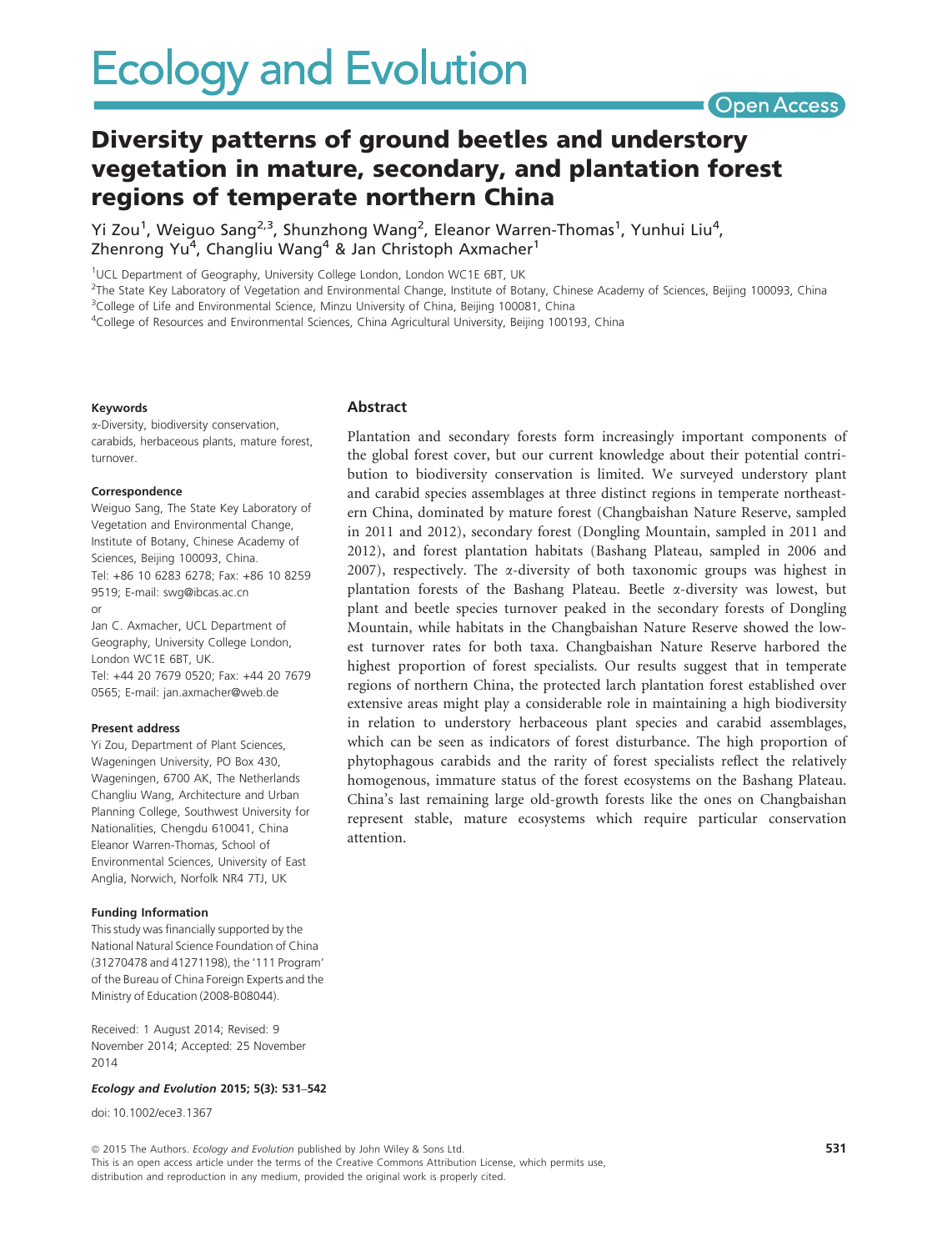# Ecology and Evolution

Open Access

## Diversity patterns of ground beetles and understory vegetation in mature, secondary, and plantation forest regions of temperate northern China

Yi Zou[1], Weiguo Sang[2,3], Shunzhong Wang[2], Eleanor Warren-Thomas[1], Yunhui Liu[4], Zhenrong Yu[4], Changliu Wang[4] & Jan Christoph Axmacher[1]

[1]UCL Department of Geography, University College London, London WC1E 6BT, UK
[2]The State Key Laboratory of Vegetation and Environmental Change, Institute of Botany, Chinese Academy of Sciences, Beijing 100093, China
[3]College of Life and Environmental Science, Minzu University of China, Beijing 100081, China
[4]College of Resources and Environmental Sciences, China Agricultural University, Beijing 100193, China

**Keywords**
α-Diversity, biodiversity conservation, carabids, herbaceous plants, mature forest, turnover.

**Correspondence**
Weiguo Sang, The State Key Laboratory of Vegetation and Environmental Change, Institute of Botany, Chinese Academy of Sciences, Beijing 100093, China.
Tel: +86 10 6283 6278; Fax: +86 10 8259 9519; E-mail: swg@ibcas.ac.cn
or
Jan C. Axmacher, UCL Department of Geography, University College London, London WC1E 6BT, UK.
Tel: +44 20 7679 0520; Fax: +44 20 7679 0565; E-mail: jan.axmacher@web.de

**Present address**
Yi Zou, Department of Plant Sciences, Wageningen University, PO Box 430, Wageningen, 6700 AK, The Netherlands
Changliu Wang, Architecture and Urban Planning College, Southwest University for Nationalities, Chengdu 610041, China
Eleanor Warren-Thomas, School of Environmental Sciences, University of East Anglia, Norwich, Norfolk NR4 7TJ, UK

**Funding Information**
This study was financially supported by the National Natural Science Foundation of China (31270478 and 41271198), the '111 Program' of the Bureau of China Foreign Experts and the Ministry of Education (2008-B08044).

Received: 1 August 2014; Revised: 9 November 2014; Accepted: 25 November 2014

*Ecology and Evolution* 2015; 5(3): 531–542

doi: 10.1002/ece3.1367

### Abstract

Plantation and secondary forests form increasingly important components of the global forest cover, but our current knowledge about their potential contribution to biodiversity conservation is limited. We surveyed understory plant and carabid species assemblages at three distinct regions in temperate northeastern China, dominated by mature forest (Changbaishan Nature Reserve, sampled in 2011 and 2012), secondary forest (Dongling Mountain, sampled in 2011 and 2012), and forest plantation habitats (Bashang Plateau, sampled in 2006 and 2007), respectively. The α-diversity of both taxonomic groups was highest in plantation forests of the Bashang Plateau. Beetle α-diversity was lowest, but plant and beetle species turnover peaked in the secondary forests of Dongling Mountain, while habitats in the Changbaishan Nature Reserve showed the lowest turnover rates for both taxa. Changbaishan Nature Reserve harbored the highest proportion of forest specialists. Our results suggest that in temperate regions of northern China, the protected larch plantation forest established over extensive areas might play a considerable role in maintaining a high biodiversity in relation to understory herbaceous plant species and carabid assemblages, which can be seen as indicators of forest disturbance. The high proportion of phytophagous carabids and the rarity of forest specialists reflect the relatively homogenous, immature status of the forest ecosystems on the Bashang Plateau. China's last remaining large old-growth forests like the ones on Changbaishan represent stable, mature ecosystems which require particular conservation attention.

© 2015 The Authors. *Ecology and Evolution* published by John Wiley & Sons Ltd.
This is an open access article under the terms of the Creative Commons Attribution License, which permits use, distribution and reproduction in any medium, provided the original work is properly cited.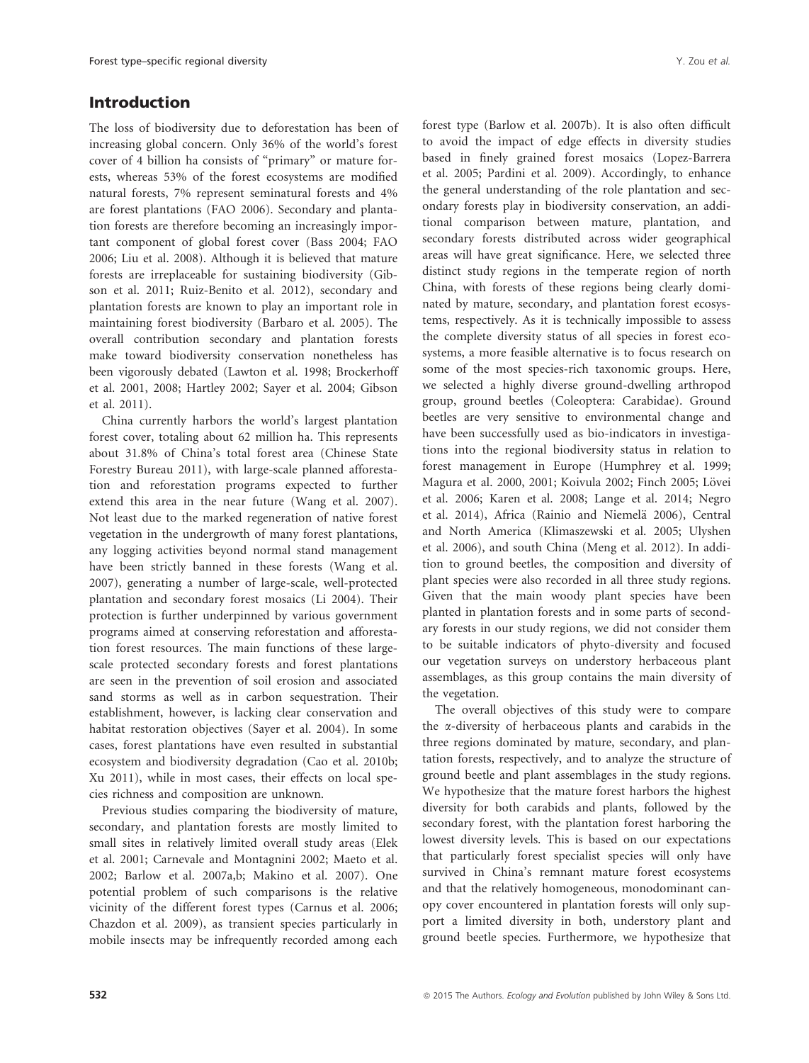## Introduction

The loss of biodiversity due to deforestation has been of increasing global concern. Only 36% of the world's forest cover of 4 billion ha consists of "primary" or mature forests, whereas 53% of the forest ecosystems are modified natural forests, 7% represent seminatural forests and 4% are forest plantations (FAO 2006). Secondary and plantation forests are therefore becoming an increasingly important component of global forest cover (Bass 2004; FAO 2006; Liu et al. 2008). Although it is believed that mature forests are irreplaceable for sustaining biodiversity (Gibson et al. 2011; Ruiz-Benito et al. 2012), secondary and plantation forests are known to play an important role in maintaining forest biodiversity (Barbaro et al. 2005). The overall contribution secondary and plantation forests make toward biodiversity conservation nonetheless has been vigorously debated (Lawton et al. 1998; Brockerhoff et al. 2001, 2008; Hartley 2002; Sayer et al. 2004; Gibson et al. 2011).

China currently harbors the world's largest plantation forest cover, totaling about 62 million ha. This represents about 31.8% of China's total forest area (Chinese State Forestry Bureau 2011), with large-scale planned afforestation and reforestation programs expected to further extend this area in the near future (Wang et al. 2007). Not least due to the marked regeneration of native forest vegetation in the undergrowth of many forest plantations, any logging activities beyond normal stand management have been strictly banned in these forests (Wang et al. 2007), generating a number of large-scale, well-protected plantation and secondary forest mosaics (Li 2004). Their protection is further underpinned by various government programs aimed at conserving reforestation and afforestation forest resources. The main functions of these large-scale protected secondary forests and forest plantations are seen in the prevention of soil erosion and associated sand storms as well as in carbon sequestration. Their establishment, however, is lacking clear conservation and habitat restoration objectives (Sayer et al. 2004). In some cases, forest plantations have even resulted in substantial ecosystem and biodiversity degradation (Cao et al. 2010b; Xu 2011), while in most cases, their effects on local species richness and composition are unknown.

Previous studies comparing the biodiversity of mature, secondary, and plantation forests are mostly limited to small sites in relatively limited overall study areas (Elek et al. 2001; Carnevale and Montagnini 2002; Maeto et al. 2002; Barlow et al. 2007a,b; Makino et al. 2007). One potential problem of such comparisons is the relative vicinity of the different forest types (Carnus et al. 2006; Chazdon et al. 2009), as transient species particularly in mobile insects may be infrequently recorded among each forest type (Barlow et al. 2007b). It is also often difficult to avoid the impact of edge effects in diversity studies based in finely grained forest mosaics (Lopez-Barrera et al. 2005; Pardini et al. 2009). Accordingly, to enhance the general understanding of the role plantation and secondary forests play in biodiversity conservation, an additional comparison between mature, plantation, and secondary forests distributed across wider geographical areas will have great significance. Here, we selected three distinct study regions in the temperate region of north China, with forests of these regions being clearly dominated by mature, secondary, and plantation forest ecosystems, respectively. As it is technically impossible to assess the complete diversity status of all species in forest ecosystems, a more feasible alternative is to focus research on some of the most species-rich taxonomic groups. Here, we selected a highly diverse ground-dwelling arthropod group, ground beetles (Coleoptera: Carabidae). Ground beetles are very sensitive to environmental change and have been successfully used as bio-indicators in investigations into the regional biodiversity status in relation to forest management in Europe (Humphrey et al. 1999; Magura et al. 2000, 2001; Koivula 2002; Finch 2005; Lövei et al. 2006; Karen et al. 2008; Lange et al. 2014; Negro et al. 2014), Africa (Rainio and Niemelä 2006), Central and North America (Klimaszewski et al. 2005; Ulyshen et al. 2006), and south China (Meng et al. 2012). In addition to ground beetles, the composition and diversity of plant species were also recorded in all three study regions. Given that the main woody plant species have been planted in plantation forests and in some parts of secondary forests in our study regions, we did not consider them to be suitable indicators of phyto-diversity and focused our vegetation surveys on understory herbaceous plant assemblages, as this group contains the main diversity of the vegetation.

The overall objectives of this study were to compare the α-diversity of herbaceous plants and carabids in the three regions dominated by mature, secondary, and plantation forests, respectively, and to analyze the structure of ground beetle and plant assemblages in the study regions. We hypothesize that the mature forest harbors the highest diversity for both carabids and plants, followed by the secondary forest, with the plantation forest harboring the lowest diversity levels. This is based on our expectations that particularly forest specialist species will only have survived in China's remnant mature forest ecosystems and that the relatively homogeneous, monodominant canopy cover encountered in plantation forests will only support a limited diversity in both, understory plant and ground beetle species. Furthermore, we hypothesize that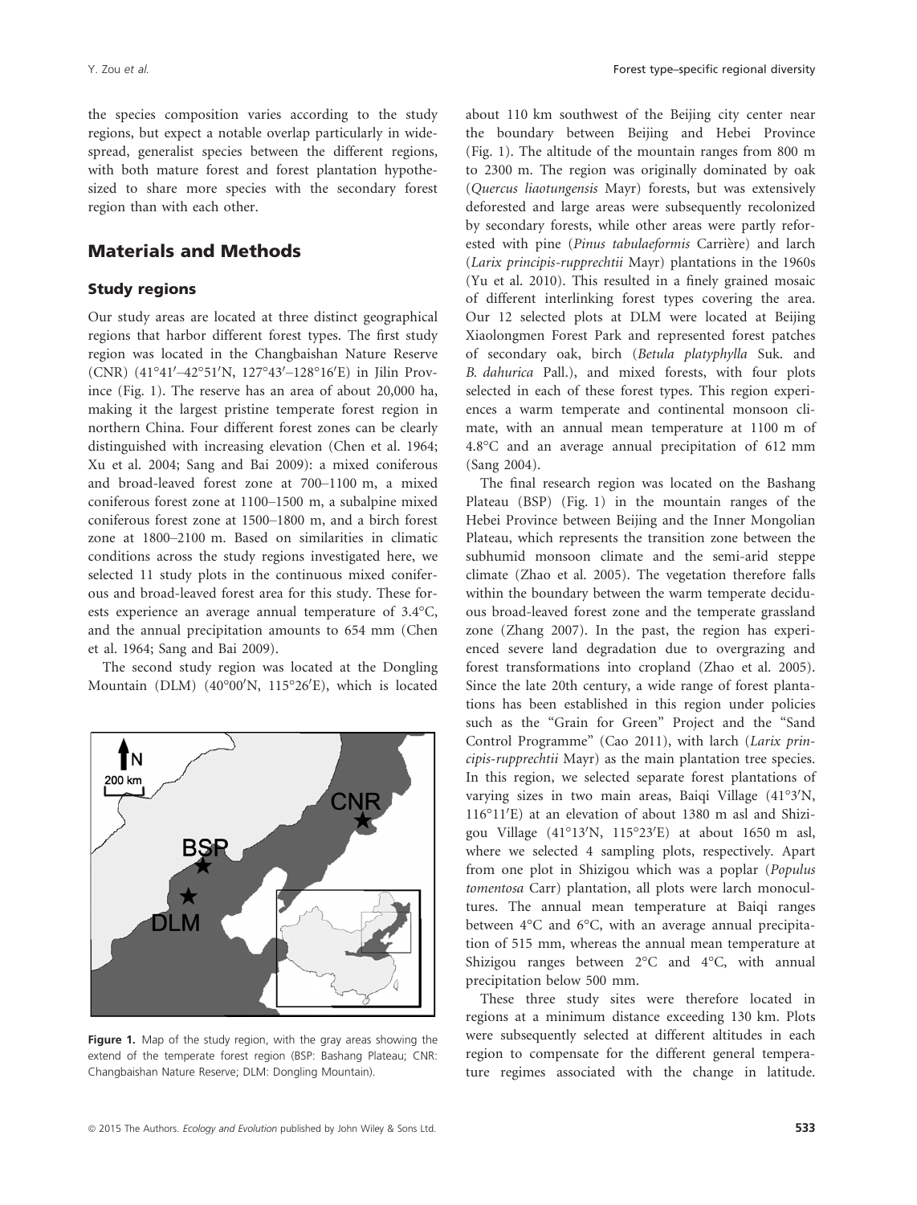the species composition varies according to the study regions, but expect a notable overlap particularly in widespread, generalist species between the different regions, with both mature forest and forest plantation hypothesized to share more species with the secondary forest region than with each other.

## Materials and Methods

### Study regions

Our study areas are located at three distinct geographical regions that harbor different forest types. The first study region was located in the Changbaishan Nature Reserve (CNR) (41°41′–42°51′N, 127°43′–128°16′E) in Jilin Province (Fig. 1). The reserve has an area of about 20,000 ha, making it the largest pristine temperate forest region in northern China. Four different forest zones can be clearly distinguished with increasing elevation (Chen et al. 1964; Xu et al. 2004; Sang and Bai 2009): a mixed coniferous and broad-leaved forest zone at 700–1100 m, a mixed coniferous forest zone at 1100–1500 m, a subalpine mixed coniferous forest zone at 1500–1800 m, and a birch forest zone at 1800–2100 m. Based on similarities in climatic conditions across the study regions investigated here, we selected 11 study plots in the continuous mixed coniferous and broad-leaved forest area for this study. These forests experience an average annual temperature of 3.4°C, and the annual precipitation amounts to 654 mm (Chen et al. 1964; Sang and Bai 2009).

The second study region was located at the Dongling Mountain (DLM) (40°00′N, 115°26′E), which is located about 110 km southwest of the Beijing city center near the boundary between Beijing and Hebei Province (Fig. 1). The altitude of the mountain ranges from 800 m to 2300 m. The region was originally dominated by oak (*Quercus liaotungensis* Mayr) forests, but was extensively deforested and large areas were subsequently recolonized by secondary forests, while other areas were partly reforested with pine (*Pinus tabulaeformis* Carrière) and larch (*Larix principis-rupprechtii* Mayr) plantations in the 1960s (Yu et al. 2010). This resulted in a finely grained mosaic of different interlinking forest types covering the area. Our 12 selected plots at DLM were located at Beijing Xiaolongmen Forest Park and represented forest patches of secondary oak, birch (*Betula platyphylla* Suk. and *B. dahurica* Pall.), and mixed forests, with four plots selected in each of these forest types. This region experiences a warm temperate and continental monsoon climate, with an annual mean temperature at 1100 m of 4.8°C and an average annual precipitation of 612 mm (Sang 2004).

The final research region was located on the Bashang Plateau (BSP) (Fig. 1) in the mountain ranges of the Hebei Province between Beijing and the Inner Mongolian Plateau, which represents the transition zone between the subhumid monsoon climate and the semi-arid steppe climate (Zhao et al. 2005). The vegetation therefore falls within the boundary between the warm temperate deciduous broad-leaved forest zone and the temperate grassland zone (Zhang 2007). In the past, the region has experienced severe land degradation due to overgrazing and forest transformations into cropland (Zhao et al. 2005). Since the late 20th century, a wide range of forest plantations has been established in this region under policies such as the "Grain for Green" Project and the "Sand Control Programme" (Cao 2011), with larch (*Larix principis-rupprechtii* Mayr) as the main plantation tree species. In this region, we selected separate forest plantations of varying sizes in two main areas, Baiqi Village (41°3′N, 116°11′E) at an elevation of about 1380 m asl and Shizigou Village (41°13′N, 115°23′E) at about 1650 m asl, where we selected 4 sampling plots, respectively. Apart from one plot in Shizigou which was a poplar (*Populus tomentosa* Carr) plantation, all plots were larch monocultures. The annual mean temperature at Baiqi ranges between 4°C and 6°C, with an average annual precipitation of 515 mm, whereas the annual mean temperature at Shizigou ranges between 2°C and 4°C, with annual precipitation below 500 mm.

These three study sites were therefore located in regions at a minimum distance exceeding 130 km. Plots were subsequently selected at different altitudes in each region to compensate for the different general temperature regimes associated with the change in latitude.

**Figure 1.** Map of the study region, with the gray areas showing the extend of the temperate forest region (BSP: Bashang Plateau; CNR: Changbaishan Nature Reserve; DLM: Dongling Mountain).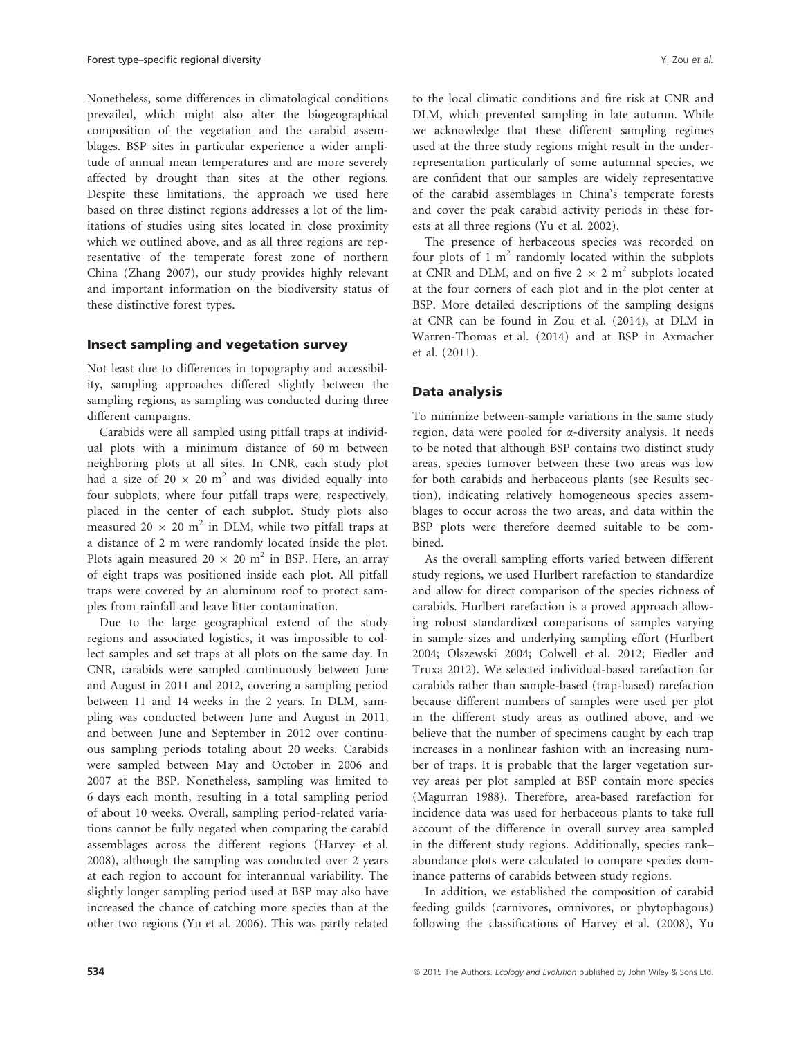Nonetheless, some differences in climatological conditions prevailed, which might also alter the biogeographical composition of the vegetation and the carabid assemblages. BSP sites in particular experience a wider amplitude of annual mean temperatures and are more severely affected by drought than sites at the other regions. Despite these limitations, the approach we used here based on three distinct regions addresses a lot of the limitations of studies using sites located in close proximity which we outlined above, and as all three regions are representative of the temperate forest zone of northern China (Zhang 2007), our study provides highly relevant and important information on the biodiversity status of these distinctive forest types.

### Insect sampling and vegetation survey

Not least due to differences in topography and accessibility, sampling approaches differed slightly between the sampling regions, as sampling was conducted during three different campaigns.

Carabids were all sampled using pitfall traps at individual plots with a minimum distance of 60 m between neighboring plots at all sites. In CNR, each study plot had a size of $20 \times 20$ m$^2$ and was divided equally into four subplots, where four pitfall traps were, respectively, placed in the center of each subplot. Study plots also measured $20 \times 20$ m$^2$ in DLM, while two pitfall traps at a distance of 2 m were randomly located inside the plot. Plots again measured $20 \times 20$ m$^2$ in BSP. Here, an array of eight traps was positioned inside each plot. All pitfall traps were covered by an aluminum roof to protect samples from rainfall and leave litter contamination.

Due to the large geographical extend of the study regions and associated logistics, it was impossible to collect samples and set traps at all plots on the same day. In CNR, carabids were sampled continuously between June and August in 2011 and 2012, covering a sampling period between 11 and 14 weeks in the 2 years. In DLM, sampling was conducted between June and August in 2011, and between June and September in 2012 over continuous sampling periods totaling about 20 weeks. Carabids were sampled between May and October in 2006 and 2007 at the BSP. Nonetheless, sampling was limited to 6 days each month, resulting in a total sampling period of about 10 weeks. Overall, sampling period-related variations cannot be fully negated when comparing the carabid assemblages across the different regions (Harvey et al. 2008), although the sampling was conducted over 2 years at each region to account for interannual variability. The slightly longer sampling period used at BSP may also have increased the chance of catching more species than at the other two regions (Yu et al. 2006). This was partly related to the local climatic conditions and fire risk at CNR and DLM, which prevented sampling in late autumn. While we acknowledge that these different sampling regimes used at the three study regions might result in the underrepresentation particularly of some autumnal species, we are confident that our samples are widely representative of the carabid assemblages in China's temperate forests and cover the peak carabid activity periods in these forests at all three regions (Yu et al. 2002).

The presence of herbaceous species was recorded on four plots of 1 m$^2$ randomly located within the subplots at CNR and DLM, and on five $2 \times 2$ m$^2$ subplots located at the four corners of each plot and in the plot center at BSP. More detailed descriptions of the sampling designs at CNR can be found in Zou et al. (2014), at DLM in Warren-Thomas et al. (2014) and at BSP in Axmacher et al. (2011).

### Data analysis

To minimize between-sample variations in the same study region, data were pooled for α-diversity analysis. It needs to be noted that although BSP contains two distinct study areas, species turnover between these two areas was low for both carabids and herbaceous plants (see Results section), indicating relatively homogeneous species assemblages to occur across the two areas, and data within the BSP plots were therefore deemed suitable to be combined.

As the overall sampling efforts varied between different study regions, we used Hurlbert rarefaction to standardize and allow for direct comparison of the species richness of carabids. Hurlbert rarefaction is a proved approach allowing robust standardized comparisons of samples varying in sample sizes and underlying sampling effort (Hurlbert 2004; Olszewski 2004; Colwell et al. 2012; Fiedler and Truxa 2012). We selected individual-based rarefaction for carabids rather than sample-based (trap-based) rarefaction because different numbers of samples were used per plot in the different study areas as outlined above, and we believe that the number of specimens caught by each trap increases in a nonlinear fashion with an increasing number of traps. It is probable that the larger vegetation survey areas per plot sampled at BSP contain more species (Magurran 1988). Therefore, area-based rarefaction for incidence data was used for herbaceous plants to take full account of the difference in overall survey area sampled in the different study regions. Additionally, species rank–abundance plots were calculated to compare species dominance patterns of carabids between study regions.

In addition, we established the composition of carabid feeding guilds (carnivores, omnivores, or phytophagous) following the classifications of Harvey et al. (2008), Yu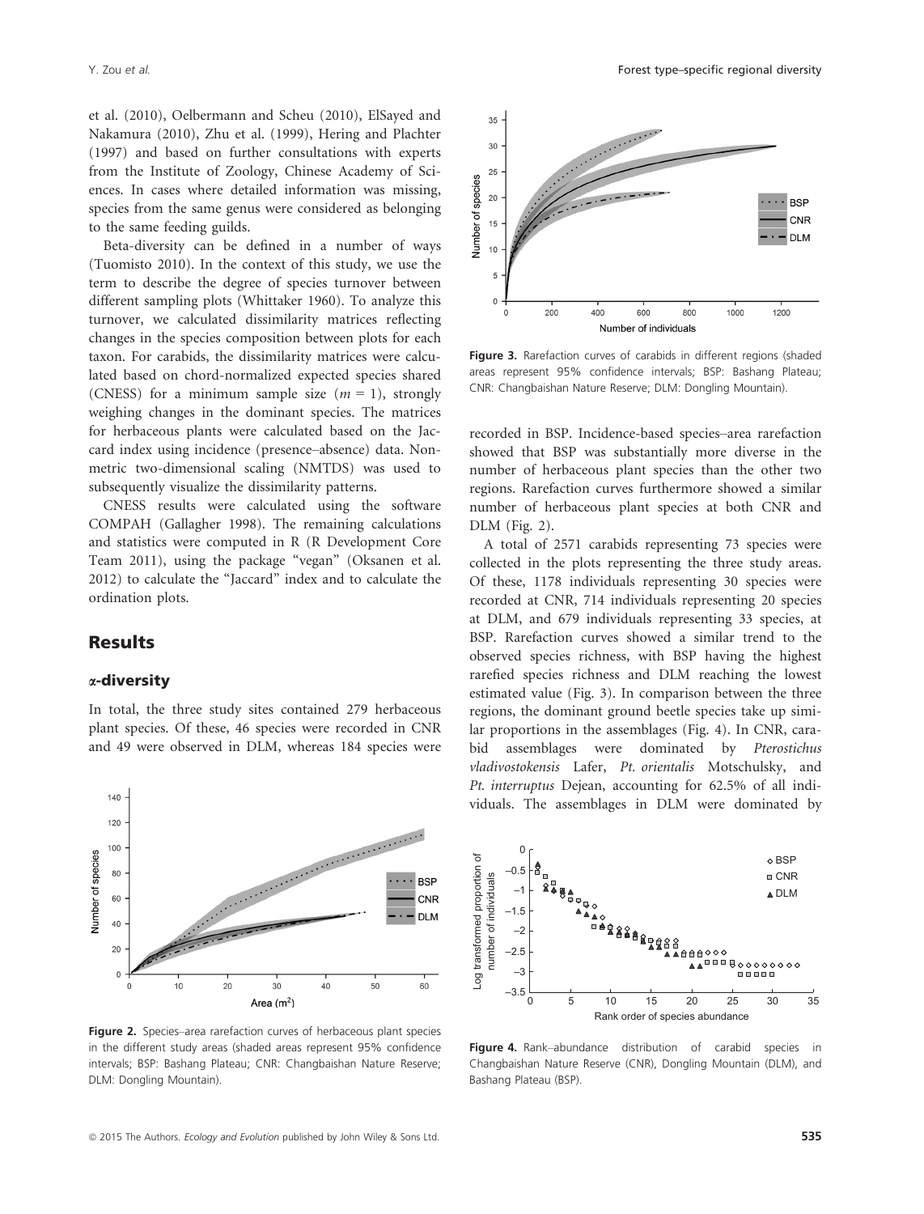et al. (2010), Oelbermann and Scheu (2010), ElSayed and Nakamura (2010), Zhu et al. (1999), Hering and Plachter (1997) and based on further consultations with experts from the Institute of Zoology, Chinese Academy of Sciences. In cases where detailed information was missing, species from the same genus were considered as belonging to the same feeding guilds.

Beta-diversity can be defined in a number of ways (Tuomisto 2010). In the context of this study, we use the term to describe the degree of species turnover between different sampling plots (Whittaker 1960). To analyze this turnover, we calculated dissimilarity matrices reflecting changes in the species composition between plots for each taxon. For carabids, the dissimilarity matrices were calculated based on chord-normalized expected species shared (CNESS) for a minimum sample size ($m = 1$), strongly weighing changes in the dominant species. The matrices for herbaceous plants were calculated based on the Jaccard index using incidence (presence–absence) data. Nonmetric two-dimensional scaling (NMTDS) was used to subsequently visualize the dissimilarity patterns.

CNESS results were calculated using the software COMPAH (Gallagher 1998). The remaining calculations and statistics were computed in R (R Development Core Team 2011), using the package "vegan" (Oksanen et al. 2012) to calculate the "Jaccard" index and to calculate the ordination plots.

## Results

### α-diversity

In total, the three study sites contained 279 herbaceous plant species. Of these, 46 species were recorded in CNR and 49 were observed in DLM, whereas 184 species were recorded in BSP. Incidence-based species–area rarefaction showed that BSP was substantially more diverse in the number of herbaceous plant species than the other two regions. Rarefaction curves furthermore showed a similar number of herbaceous plant species at both CNR and DLM (Fig. 2).

Figure 2. Species–area rarefaction curves of herbaceous plant species in the different study areas (shaded areas represent 95% confidence intervals; BSP: Bashang Plateau; CNR: Changbaishan Nature Reserve; DLM: Dongling Mountain).

Figure 3. Rarefaction curves of carabids in different regions (shaded areas represent 95% confidence intervals; BSP: Bashang Plateau; CNR: Changbaishan Nature Reserve; DLM: Dongling Mountain).

A total of 2571 carabids representing 73 species were collected in the plots representing the three study areas. Of these, 1178 individuals representing 30 species were recorded at CNR, 714 individuals representing 20 species at DLM, and 679 individuals representing 33 species, at BSP. Rarefaction curves showed a similar trend to the observed species richness, with BSP having the highest rarefied species richness and DLM reaching the lowest estimated value (Fig. 3). In comparison between the three regions, the dominant ground beetle species take up similar proportions in the assemblages (Fig. 4). In CNR, carabid assemblages were dominated by *Pterostichus vladivostokensis* Lafer, *Pt. orientalis* Motschulsky, and *Pt. interruptus* Dejean, accounting for 62.5% of all individuals. The assemblages in DLM were dominated by

Figure 4. Rank–abundance distribution of carabid species in Changbaishan Nature Reserve (CNR), Dongling Mountain (DLM), and Bashang Plateau (BSP).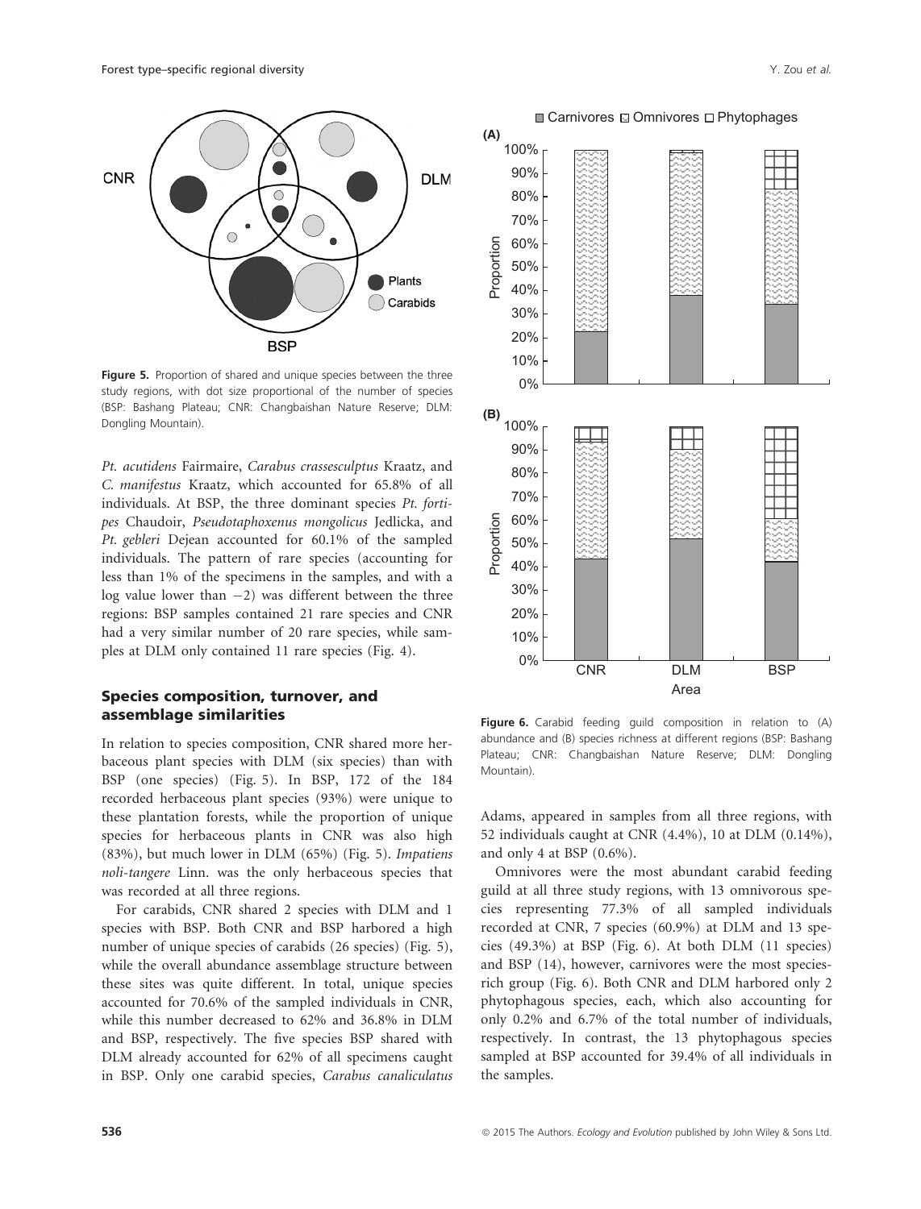Figure 5. Proportion of shared and unique species between the three study regions, with dot size proportional of the number of species (BSP: Bashang Plateau; CNR: Changbaishan Nature Reserve; DLM: Dongling Mountain).

*Pt. acutidens* Fairmaire, *Carabus crassesculptus* Kraatz, and *C. manifestus* Kraatz, which accounted for 65.8% of all individuals. At BSP, the three dominant species *Pt. fortipes* Chaudoir, *Pseudotaphoxenus mongolicus* Jedlicka, and *Pt. gebleri* Dejean accounted for 60.1% of the sampled individuals. The pattern of rare species (accounting for less than 1% of the specimens in the samples, and with a log value lower than −2) was different between the three regions: BSP samples contained 21 rare species and CNR had a very similar number of 20 rare species, while samples at DLM only contained 11 rare species (Fig. 4).

## Species composition, turnover, and assemblage similarities

In relation to species composition, CNR shared more herbaceous plant species with DLM (six species) than with BSP (one species) (Fig. 5). In BSP, 172 of the 184 recorded herbaceous plant species (93%) were unique to these plantation forests, while the proportion of unique species for herbaceous plants in CNR was also high (83%), but much lower in DLM (65%) (Fig. 5). *Impatiens noli-tangere* Linn. was the only herbaceous species that was recorded at all three regions.

For carabids, CNR shared 2 species with DLM and 1 species with BSP. Both CNR and BSP harbored a high number of unique species of carabids (26 species) (Fig. 5), while the overall abundance assemblage structure between these sites was quite different. In total, unique species accounted for 70.6% of the sampled individuals in CNR, while this number decreased to 62% and 36.8% in DLM and BSP, respectively. The five species BSP shared with DLM already accounted for 62% of all specimens caught in BSP. Only one carabid species, *Carabus canaliculatus* Adams, appeared in samples from all three regions, with 52 individuals caught at CNR (4.4%), 10 at DLM (0.14%), and only 4 at BSP (0.6%).

Figure 6. Carabid feeding guild composition in relation to (A) abundance and (B) species richness at different regions (BSP: Bashang Plateau; CNR: Changbaishan Nature Reserve; DLM: Dongling Mountain).

Omnivores were the most abundant carabid feeding guild at all three study regions, with 13 omnivorous species representing 77.3% of all sampled individuals recorded at CNR, 7 species (60.9%) at DLM and 13 species (49.3%) at BSP (Fig. 6). At both DLM (11 species) and BSP (14), however, carnivores were the most species-rich group (Fig. 6). Both CNR and DLM harbored only 2 phytophagous species, each, which also accounting for only 0.2% and 6.7% of the total number of individuals, respectively. In contrast, the 13 phytophagous species sampled at BSP accounted for 39.4% of all individuals in the samples.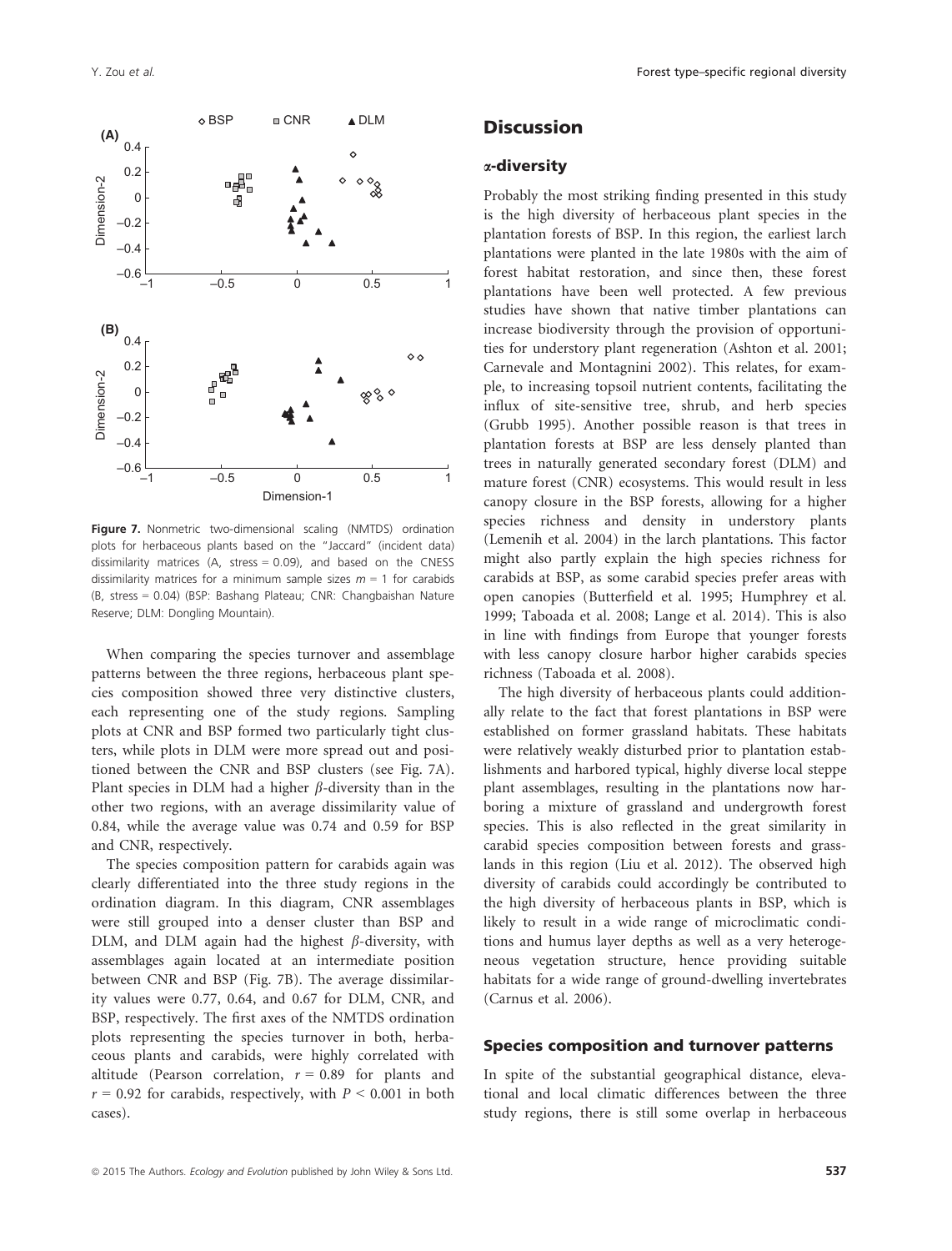Figure 7. Nonmetric two-dimensional scaling (NMTDS) ordination plots for herbaceous plants based on the "Jaccard" (incident data) dissimilarity matrices (A, stress = 0.09), and based on the CNESS dissimilarity matrices for a minimum sample sizes $m = 1$ for carabids (B, stress = 0.04) (BSP: Bashang Plateau; CNR: Changbaishan Nature Reserve; DLM: Dongling Mountain).

When comparing the species turnover and assemblage patterns between the three regions, herbaceous plant species composition showed three very distinctive clusters, each representing one of the study regions. Sampling plots at CNR and BSP formed two particularly tight clusters, while plots in DLM were more spread out and positioned between the CNR and BSP clusters (see Fig. 7A). Plant species in DLM had a higher $\beta$-diversity than in the other two regions, with an average dissimilarity value of 0.84, while the average value was 0.74 and 0.59 for BSP and CNR, respectively.

The species composition pattern for carabids again was clearly differentiated into the three study regions in the ordination diagram. In this diagram, CNR assemblages were still grouped into a denser cluster than BSP and DLM, and DLM again had the highest $\beta$-diversity, with assemblages again located at an intermediate position between CNR and BSP (Fig. 7B). The average dissimilarity values were 0.77, 0.64, and 0.67 for DLM, CNR, and BSP, respectively. The first axes of the NMTDS ordination plots representing the species turnover in both, herbaceous plants and carabids, were highly correlated with altitude (Pearson correlation, $r = 0.89$ for plants and $r = 0.92$ for carabids, respectively, with $P < 0.001$ in both cases).

# Discussion

## α-diversity

Probably the most striking finding presented in this study is the high diversity of herbaceous plant species in the plantation forests of BSP. In this region, the earliest larch plantations were planted in the late 1980s with the aim of forest habitat restoration, and since then, these forest plantations have been well protected. A few previous studies have shown that native timber plantations can increase biodiversity through the provision of opportunities for understory plant regeneration (Ashton et al. 2001; Carnevale and Montagnini 2002). This relates, for example, to increasing topsoil nutrient contents, facilitating the influx of site-sensitive tree, shrub, and herb species (Grubb 1995). Another possible reason is that trees in plantation forests at BSP are less densely planted than trees in naturally generated secondary forest (DLM) and mature forest (CNR) ecosystems. This would result in less canopy closure in the BSP forests, allowing for a higher species richness and density in understory plants (Lemenih et al. 2004) in the larch plantations. This factor might also partly explain the high species richness for carabids at BSP, as some carabid species prefer areas with open canopies (Butterfield et al. 1995; Humphrey et al. 1999; Taboada et al. 2008; Lange et al. 2014). This is also in line with findings from Europe that younger forests with less canopy closure harbor higher carabids species richness (Taboada et al. 2008).

The high diversity of herbaceous plants could additionally relate to the fact that forest plantations in BSP were established on former grassland habitats. These habitats were relatively weakly disturbed prior to plantation establishments and harbored typical, highly diverse local steppe plant assemblages, resulting in the plantations now harboring a mixture of grassland and undergrowth forest species. This is also reflected in the great similarity in carabid species composition between forests and grasslands in this region (Liu et al. 2012). The observed high diversity of carabids could accordingly be contributed to the high diversity of herbaceous plants in BSP, which is likely to result in a wide range of microclimatic conditions and humus layer depths as well as a very heterogeneous vegetation structure, hence providing suitable habitats for a wide range of ground-dwelling invertebrates (Carnus et al. 2006).

## Species composition and turnover patterns

In spite of the substantial geographical distance, elevational and local climatic differences between the three study regions, there is still some overlap in herbaceous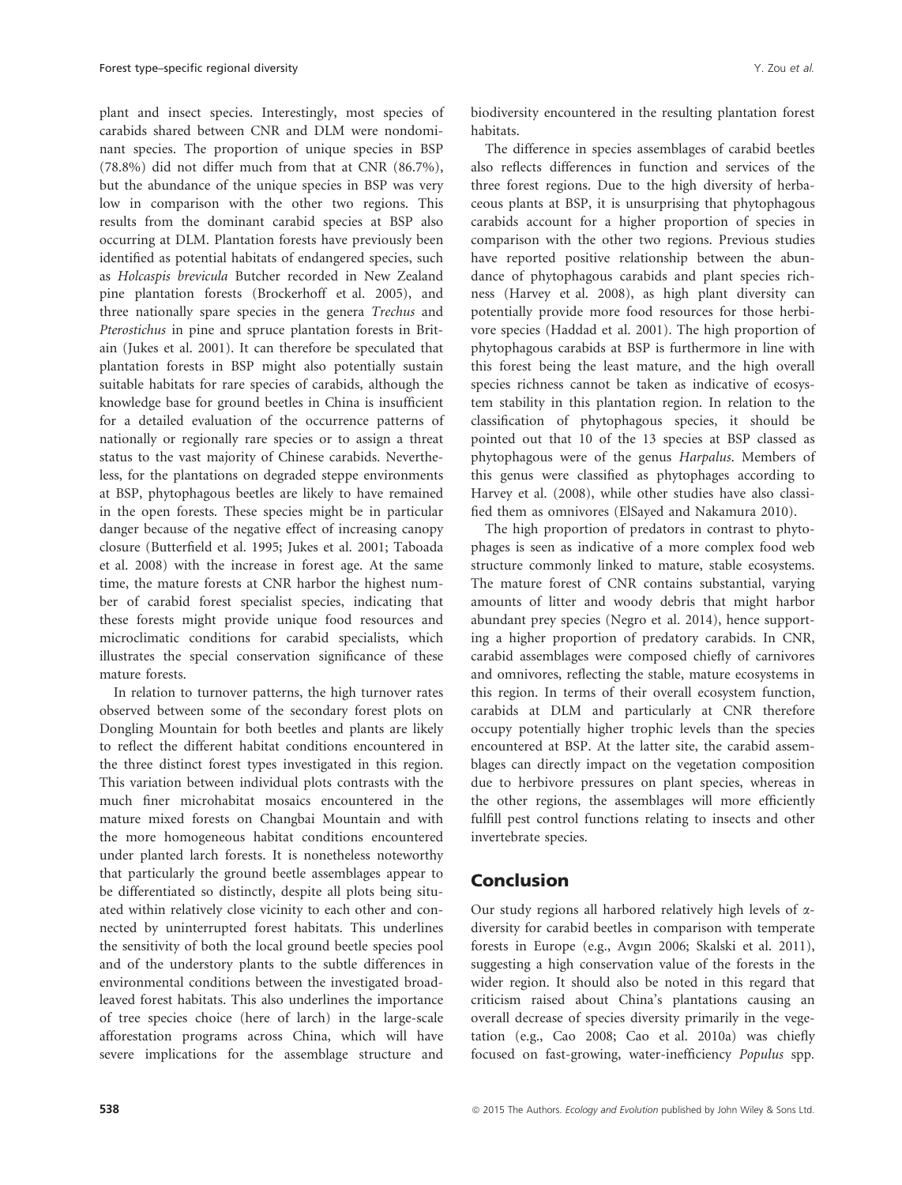plant and insect species. Interestingly, most species of carabids shared between CNR and DLM were nondominant species. The proportion of unique species in BSP (78.8%) did not differ much from that at CNR (86.7%), but the abundance of the unique species in BSP was very low in comparison with the other two regions. This results from the dominant carabid species at BSP also occurring at DLM. Plantation forests have previously been identified as potential habitats of endangered species, such as *Holcaspis brevicula* Butcher recorded in New Zealand pine plantation forests (Brockerhoff et al. 2005), and three nationally spare species in the genera *Trechus* and *Pterostichus* in pine and spruce plantation forests in Britain (Jukes et al. 2001). It can therefore be speculated that plantation forests in BSP might also potentially sustain suitable habitats for rare species of carabids, although the knowledge base for ground beetles in China is insufficient for a detailed evaluation of the occurrence patterns of nationally or regionally rare species or to assign a threat status to the vast majority of Chinese carabids. Nevertheless, for the plantations on degraded steppe environments at BSP, phytophagous beetles are likely to have remained in the open forests. These species might be in particular danger because of the negative effect of increasing canopy closure (Butterfield et al. 1995; Jukes et al. 2001; Taboada et al. 2008) with the increase in forest age. At the same time, the mature forests at CNR harbor the highest number of carabid forest specialist species, indicating that these forests might provide unique food resources and microclimatic conditions for carabid specialists, which illustrates the special conservation significance of these mature forests.

In relation to turnover patterns, the high turnover rates observed between some of the secondary forest plots on Dongling Mountain for both beetles and plants are likely to reflect the different habitat conditions encountered in the three distinct forest types investigated in this region. This variation between individual plots contrasts with the much finer microhabitat mosaics encountered in the mature mixed forests on Changbai Mountain and with the more homogeneous habitat conditions encountered under planted larch forests. It is nonetheless noteworthy that particularly the ground beetle assemblages appear to be differentiated so distinctly, despite all plots being situated within relatively close vicinity to each other and connected by uninterrupted forest habitats. This underlines the sensitivity of both the local ground beetle species pool and of the understory plants to the subtle differences in environmental conditions between the investigated broadleaved forest habitats. This also underlines the importance of tree species choice (here of larch) in the large-scale afforestation programs across China, which will have severe implications for the assemblage structure and biodiversity encountered in the resulting plantation forest habitats.

The difference in species assemblages of carabid beetles also reflects differences in function and services of the three forest regions. Due to the high diversity of herbaceous plants at BSP, it is unsurprising that phytophagous carabids account for a higher proportion of species in comparison with the other two regions. Previous studies have reported positive relationship between the abundance of phytophagous carabids and plant species richness (Harvey et al. 2008), as high plant diversity can potentially provide more food resources for those herbivore species (Haddad et al. 2001). The high proportion of phytophagous carabids at BSP is furthermore in line with this forest being the least mature, and the high overall species richness cannot be taken as indicative of ecosystem stability in this plantation region. In relation to the classification of phytophagous species, it should be pointed out that 10 of the 13 species at BSP classed as phytophagous were of the genus *Harpalus*. Members of this genus were classified as phytophages according to Harvey et al. (2008), while other studies have also classified them as omnivores (ElSayed and Nakamura 2010).

The high proportion of predators in contrast to phytophages is seen as indicative of a more complex food web structure commonly linked to mature, stable ecosystems. The mature forest of CNR contains substantial, varying amounts of litter and woody debris that might harbor abundant prey species (Negro et al. 2014), hence supporting a higher proportion of predatory carabids. In CNR, carabid assemblages were composed chiefly of carnivores and omnivores, reflecting the stable, mature ecosystems in this region. In terms of their overall ecosystem function, carabids at DLM and particularly at CNR therefore occupy potentially higher trophic levels than the species encountered at BSP. At the latter site, the carabid assemblages can directly impact on the vegetation composition due to herbivore pressures on plant species, whereas in the other regions, the assemblages will more efficiently fulfill pest control functions relating to insects and other invertebrate species.

## Conclusion

Our study regions all harbored relatively high levels of α-diversity for carabid beetles in comparison with temperate forests in Europe (e.g., Avgın 2006; Skalski et al. 2011), suggesting a high conservation value of the forests in the wider region. It should also be noted in this regard that criticism raised about China's plantations causing an overall decrease of species diversity primarily in the vegetation (e.g., Cao 2008; Cao et al. 2010a) was chiefly focused on fast-growing, water-inefficiency *Populus* spp.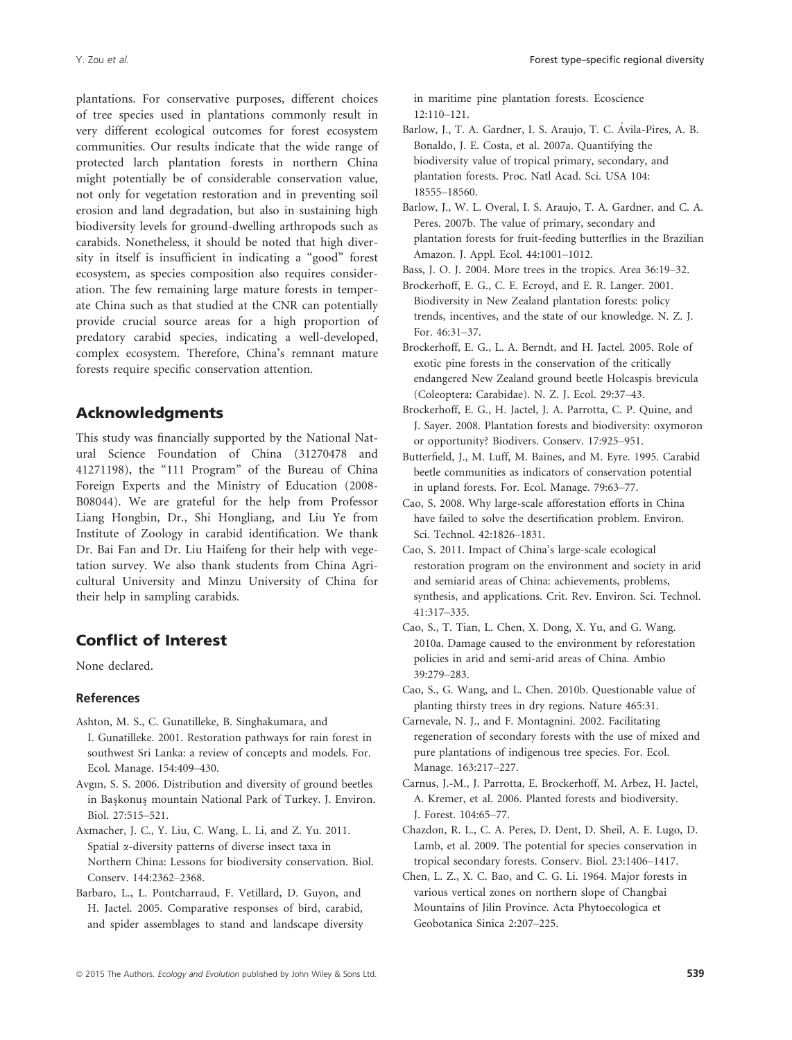plantations. For conservative purposes, different choices of tree species used in plantations commonly result in very different ecological outcomes for forest ecosystem communities. Our results indicate that the wide range of protected larch plantation forests in northern China might potentially be of considerable conservation value, not only for vegetation restoration and in preventing soil erosion and land degradation, but also in sustaining high biodiversity levels for ground-dwelling arthropods such as carabids. Nonetheless, it should be noted that high diversity in itself is insufficient in indicating a "good" forest ecosystem, as species composition also requires consideration. The few remaining large mature forests in temperate China such as that studied at the CNR can potentially provide crucial source areas for a high proportion of predatory carabid species, indicating a well-developed, complex ecosystem. Therefore, China's remnant mature forests require specific conservation attention.

## Acknowledgments

This study was financially supported by the National Natural Science Foundation of China (31270478 and 41271198), the "111 Program" of the Bureau of China Foreign Experts and the Ministry of Education (2008-B08044). We are grateful for the help from Professor Liang Hongbin, Dr., Shi Hongliang, and Liu Ye from Institute of Zoology in carabid identification. We thank Dr. Bai Fan and Dr. Liu Haifeng for their help with vegetation survey. We also thank students from China Agricultural University and Minzu University of China for their help in sampling carabids.

## Conflict of Interest

None declared.

### References

Ashton, M. S., C. Gunatilleke, B. Singhakumara, and I. Gunatilleke. 2001. Restoration pathways for rain forest in southwest Sri Lanka: a review of concepts and models. For. Ecol. Manage. 154:409–430.

Avgın, S. S. 2006. Distribution and diversity of ground beetles in Başkonuş mountain National Park of Turkey. J. Environ. Biol. 27:515–521.

Axmacher, J. C., Y. Liu, C. Wang, L. Li, and Z. Yu. 2011. Spatial α-diversity patterns of diverse insect taxa in Northern China: Lessons for biodiversity conservation. Biol. Conserv. 144:2362–2368.

Barbaro, L., L. Pontcharraud, F. Vetillard, D. Guyon, and H. Jactel. 2005. Comparative responses of bird, carabid, and spider assemblages to stand and landscape diversity in maritime pine plantation forests. Ecoscience 12:110–121.

Barlow, J., T. A. Gardner, I. S. Araujo, T. C. Ávila-Pires, A. B. Bonaldo, J. E. Costa, et al. 2007a. Quantifying the biodiversity value of tropical primary, secondary, and plantation forests. Proc. Natl Acad. Sci. USA 104: 18555–18560.

Barlow, J., W. L. Overal, I. S. Araujo, T. A. Gardner, and C. A. Peres. 2007b. The value of primary, secondary and plantation forests for fruit-feeding butterflies in the Brazilian Amazon. J. Appl. Ecol. 44:1001–1012.

Bass, J. O. J. 2004. More trees in the tropics. Area 36:19–32.

Brockerhoff, E. G., C. E. Ecroyd, and E. R. Langer. 2001. Biodiversity in New Zealand plantation forests: policy trends, incentives, and the state of our knowledge. N. Z. J. For. 46:31–37.

Brockerhoff, E. G., L. A. Berndt, and H. Jactel. 2005. Role of exotic pine forests in the conservation of the critically endangered New Zealand ground beetle Holcaspis brevicula (Coleoptera: Carabidae). N. Z. J. Ecol. 29:37–43.

Brockerhoff, E. G., H. Jactel, J. A. Parrotta, C. P. Quine, and J. Sayer. 2008. Plantation forests and biodiversity: oxymoron or opportunity? Biodivers. Conserv. 17:925–951.

Butterfield, J., M. Luff, M. Baines, and M. Eyre. 1995. Carabid beetle communities as indicators of conservation potential in upland forests. For. Ecol. Manage. 79:63–77.

Cao, S. 2008. Why large-scale afforestation efforts in China have failed to solve the desertification problem. Environ. Sci. Technol. 42:1826–1831.

Cao, S. 2011. Impact of China's large-scale ecological restoration program on the environment and society in arid and semiarid areas of China: achievements, problems, synthesis, and applications. Crit. Rev. Environ. Sci. Technol. 41:317–335.

Cao, S., T. Tian, L. Chen, X. Dong, X. Yu, and G. Wang. 2010a. Damage caused to the environment by reforestation policies in arid and semi-arid areas of China. Ambio 39:279–283.

Cao, S., G. Wang, and L. Chen. 2010b. Questionable value of planting thirsty trees in dry regions. Nature 465:31.

Carnevale, N. J., and F. Montagnini. 2002. Facilitating regeneration of secondary forests with the use of mixed and pure plantations of indigenous tree species. For. Ecol. Manage. 163:217–227.

Carnus, J.-M., J. Parrotta, E. Brockerhoff, M. Arbez, H. Jactel, A. Kremer, et al. 2006. Planted forests and biodiversity. J. Forest. 104:65–77.

Chazdon, R. L., C. A. Peres, D. Dent, D. Sheil, A. E. Lugo, D. Lamb, et al. 2009. The potential for species conservation in tropical secondary forests. Conserv. Biol. 23:1406–1417.

Chen, L. Z., X. C. Bao, and C. G. Li. 1964. Major forests in various vertical zones on northern slope of Changbai Mountains of Jilin Province. Acta Phytoecologica et Geobotanica Sinica 2:207–225.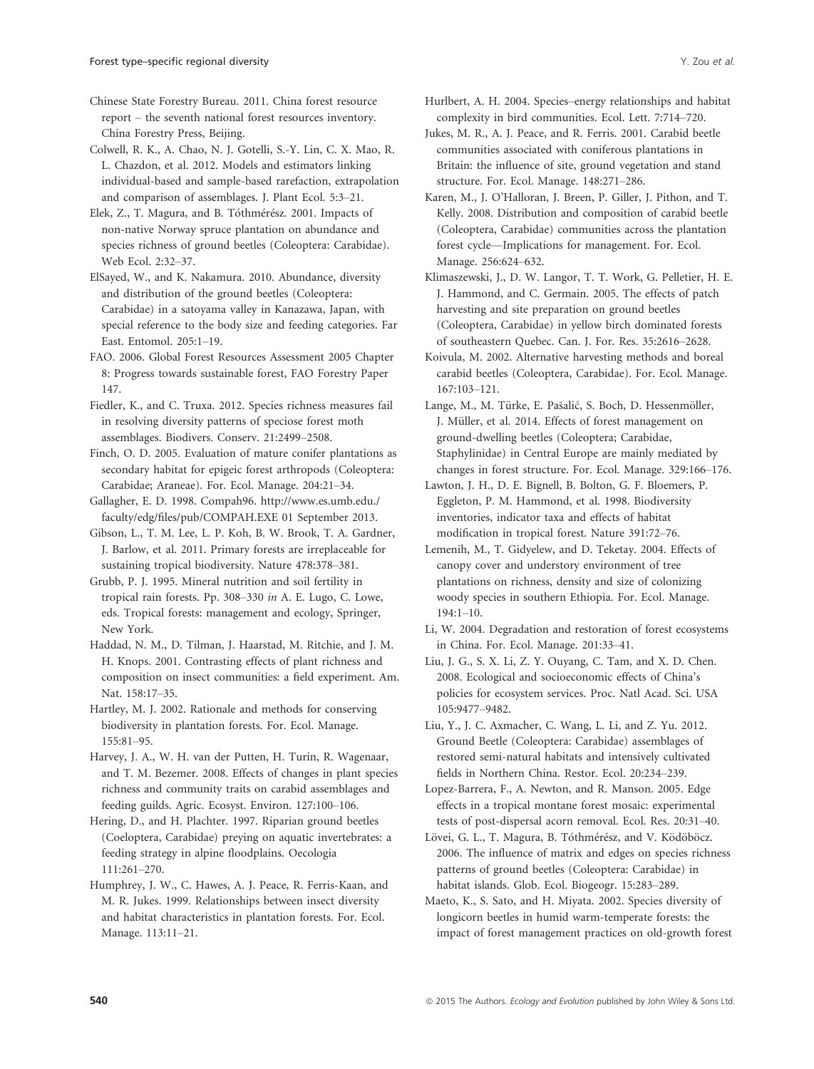Chinese State Forestry Bureau. 2011. China forest resource report – the seventh national forest resources inventory. China Forestry Press, Beijing.

Colwell, R. K., A. Chao, N. J. Gotelli, S.-Y. Lin, C. X. Mao, R. L. Chazdon, et al. 2012. Models and estimators linking individual-based and sample-based rarefaction, extrapolation and comparison of assemblages. J. Plant Ecol. 5:3–21.

Elek, Z., T. Magura, and B. Tóthmérész. 2001. Impacts of non-native Norway spruce plantation on abundance and species richness of ground beetles (Coleoptera: Carabidae). Web Ecol. 2:32–37.

ElSayed, W., and K. Nakamura. 2010. Abundance, diversity and distribution of the ground beetles (Coleoptera: Carabidae) in a satoyama valley in Kanazawa, Japan, with special reference to the body size and feeding categories. Far East. Entomol. 205:1–19.

FAO. 2006. Global Forest Resources Assessment 2005 Chapter 8: Progress towards sustainable forest, FAO Forestry Paper 147.

Fiedler, K., and C. Truxa. 2012. Species richness measures fail in resolving diversity patterns of speciose forest moth assemblages. Biodivers. Conserv. 21:2499–2508.

Finch, O. D. 2005. Evaluation of mature conifer plantations as secondary habitat for epigeic forest arthropods (Coleoptera: Carabidae; Araneae). For. Ecol. Manage. 204:21–34.

Gallagher, E. D. 1998. Compah96. http://www.es.umb.edu./faculty/edg/files/pub/COMPAH.EXE 01 September 2013.

Gibson, L., T. M. Lee, L. P. Koh, B. W. Brook, T. A. Gardner, J. Barlow, et al. 2011. Primary forests are irreplaceable for sustaining tropical biodiversity. Nature 478:378–381.

Grubb, P. J. 1995. Mineral nutrition and soil fertility in tropical rain forests. Pp. 308–330 *in* A. E. Lugo, C. Lowe, eds. Tropical forests: management and ecology, Springer, New York.

Haddad, N. M., D. Tilman, J. Haarstad, M. Ritchie, and J. M. H. Knops. 2001. Contrasting effects of plant richness and composition on insect communities: a field experiment. Am. Nat. 158:17–35.

Hartley, M. J. 2002. Rationale and methods for conserving biodiversity in plantation forests. For. Ecol. Manage. 155:81–95.

Harvey, J. A., W. H. van der Putten, H. Turin, R. Wagenaar, and T. M. Bezemer. 2008. Effects of changes in plant species richness and community traits on carabid assemblages and feeding guilds. Agric. Ecosyst. Environ. 127:100–106.

Hering, D., and H. Plachter. 1997. Riparian ground beetles (Coeloptera, Carabidae) preying on aquatic invertebrates: a feeding strategy in alpine floodplains. Oecologia 111:261–270.

Humphrey, J. W., C. Hawes, A. J. Peace, R. Ferris-Kaan, and M. R. Jukes. 1999. Relationships between insect diversity and habitat characteristics in plantation forests. For. Ecol. Manage. 113:11–21.

Hurlbert, A. H. 2004. Species–energy relationships and habitat complexity in bird communities. Ecol. Lett. 7:714–720.

Jukes, M. R., A. J. Peace, and R. Ferris. 2001. Carabid beetle communities associated with coniferous plantations in Britain: the influence of site, ground vegetation and stand structure. For. Ecol. Manage. 148:271–286.

Karen, M., J. O'Halloran, J. Breen, P. Giller, J. Pithon, and T. Kelly. 2008. Distribution and composition of carabid beetle (Coleoptera, Carabidae) communities across the plantation forest cycle—Implications for management. For. Ecol. Manage. 256:624–632.

Klimaszewski, J., D. W. Langor, T. T. Work, G. Pelletier, H. E. J. Hammond, and C. Germain. 2005. The effects of patch harvesting and site preparation on ground beetles (Coleoptera, Carabidae) in yellow birch dominated forests of southeastern Quebec. Can. J. For. Res. 35:2616–2628.

Koivula, M. 2002. Alternative harvesting methods and boreal carabid beetles (Coleoptera, Carabidae). For. Ecol. Manage. 167:103–121.

Lange, M., M. Türke, E. Pašalić, S. Boch, D. Hessenmöller, J. Müller, et al. 2014. Effects of forest management on ground-dwelling beetles (Coleoptera; Carabidae, Staphylinidae) in Central Europe are mainly mediated by changes in forest structure. For. Ecol. Manage. 329:166–176.

Lawton, J. H., D. E. Bignell, B. Bolton, G. F. Bloemers, P. Eggleton, P. M. Hammond, et al. 1998. Biodiversity inventories, indicator taxa and effects of habitat modification in tropical forest. Nature 391:72–76.

Lemenih, M., T. Gidyelew, and D. Teketay. 2004. Effects of canopy cover and understory environment of tree plantations on richness, density and size of colonizing woody species in southern Ethiopia. For. Ecol. Manage. 194:1–10.

Li, W. 2004. Degradation and restoration of forest ecosystems in China. For. Ecol. Manage. 201:33–41.

Liu, J. G., S. X. Li, Z. Y. Ouyang, C. Tam, and X. D. Chen. 2008. Ecological and socioeconomic effects of China's policies for ecosystem services. Proc. Natl Acad. Sci. USA 105:9477–9482.

Liu, Y., J. C. Axmacher, C. Wang, L. Li, and Z. Yu. 2012. Ground Beetle (Coleoptera: Carabidae) assemblages of restored semi-natural habitats and intensively cultivated fields in Northern China. Restor. Ecol. 20:234–239.

Lopez-Barrera, F., A. Newton, and R. Manson. 2005. Edge effects in a tropical montane forest mosaic: experimental tests of post-dispersal acorn removal. Ecol. Res. 20:31–40.

Lövei, G. L., T. Magura, B. Tóthmérész, and V. Ködöböcz. 2006. The influence of matrix and edges on species richness patterns of ground beetles (Coleoptera: Carabidae) in habitat islands. Glob. Ecol. Biogeogr. 15:283–289.

Maeto, K., S. Sato, and H. Miyata. 2002. Species diversity of longicorn beetles in humid warm-temperate forests: the impact of forest management practices on old-growth forest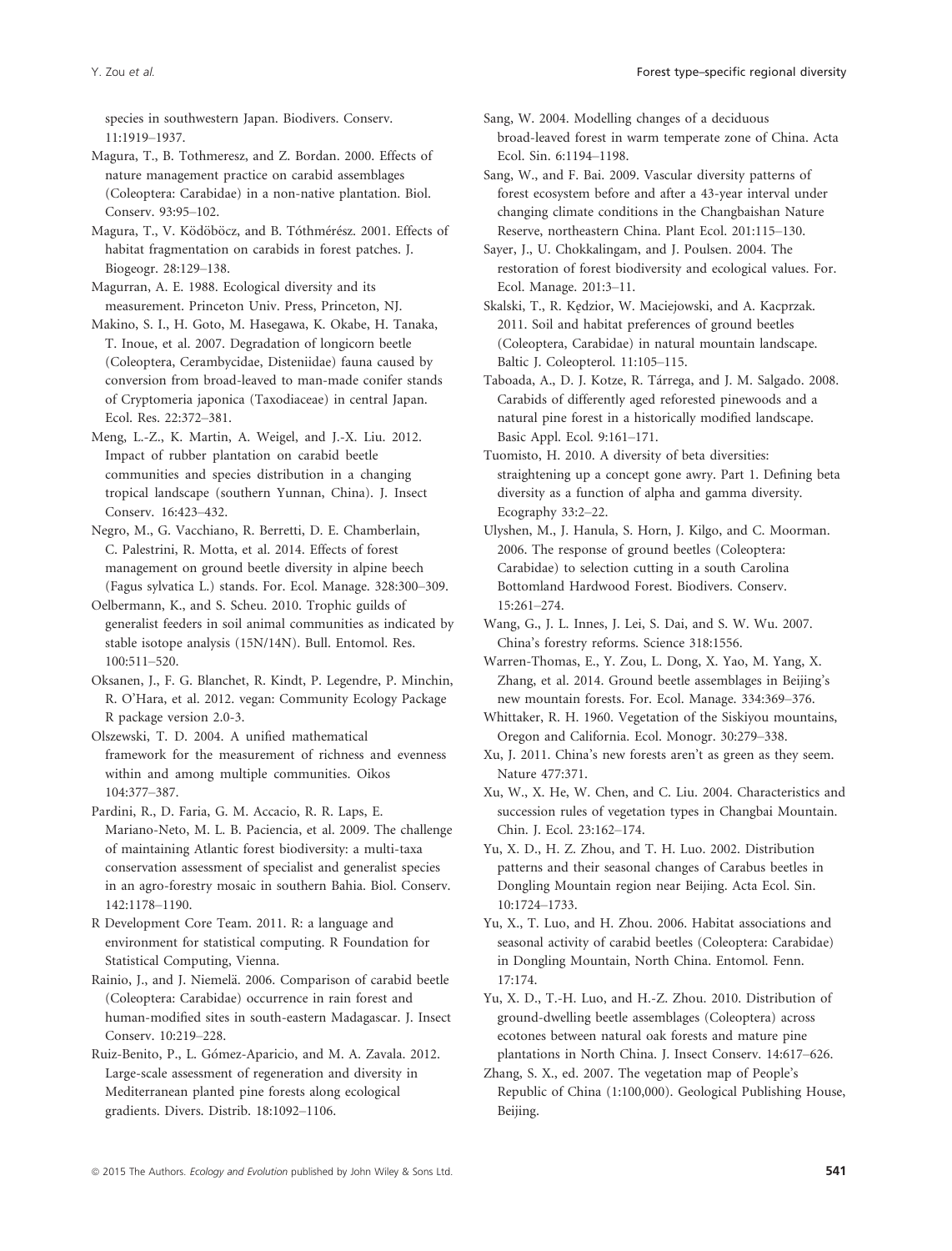species in southwestern Japan. Biodivers. Conserv. 11:1919–1937.

Magura, T., B. Tothmeresz, and Z. Bordan. 2000. Effects of nature management practice on carabid assemblages (Coleoptera: Carabidae) in a non-native plantation. Biol. Conserv. 93:95–102.

Magura, T., V. Ködöböcz, and B. Tóthmérész. 2001. Effects of habitat fragmentation on carabids in forest patches. J. Biogeogr. 28:129–138.

Magurran, A. E. 1988. Ecological diversity and its measurement. Princeton Univ. Press, Princeton, NJ.

Makino, S. I., H. Goto, M. Hasegawa, K. Okabe, H. Tanaka, T. Inoue, et al. 2007. Degradation of longicorn beetle (Coleoptera, Cerambycidae, Disteniidae) fauna caused by conversion from broad-leaved to man-made conifer stands of Cryptomeria japonica (Taxodiaceae) in central Japan. Ecol. Res. 22:372–381.

Meng, L.-Z., K. Martin, A. Weigel, and J.-X. Liu. 2012. Impact of rubber plantation on carabid beetle communities and species distribution in a changing tropical landscape (southern Yunnan, China). J. Insect Conserv. 16:423–432.

Negro, M., G. Vacchiano, R. Berretti, D. E. Chamberlain, C. Palestrini, R. Motta, et al. 2014. Effects of forest management on ground beetle diversity in alpine beech (Fagus sylvatica L.) stands. For. Ecol. Manage. 328:300–309.

Oelbermann, K., and S. Scheu. 2010. Trophic guilds of generalist feeders in soil animal communities as indicated by stable isotope analysis (15N/14N). Bull. Entomol. Res. 100:511–520.

Oksanen, J., F. G. Blanchet, R. Kindt, P. Legendre, P. Minchin, R. O'Hara, et al. 2012. vegan: Community Ecology Package R package version 2.0-3.

Olszewski, T. D. 2004. A unified mathematical framework for the measurement of richness and evenness within and among multiple communities. Oikos 104:377–387.

Pardini, R., D. Faria, G. M. Accacio, R. R. Laps, E. Mariano-Neto, M. L. B. Paciencia, et al. 2009. The challenge of maintaining Atlantic forest biodiversity: a multi-taxa conservation assessment of specialist and generalist species in an agro-forestry mosaic in southern Bahia. Biol. Conserv. 142:1178–1190.

R Development Core Team. 2011. R: a language and environment for statistical computing. R Foundation for Statistical Computing, Vienna.

Rainio, J., and J. Niemelä. 2006. Comparison of carabid beetle (Coleoptera: Carabidae) occurrence in rain forest and human-modified sites in south-eastern Madagascar. J. Insect Conserv. 10:219–228.

Ruiz-Benito, P., L. Gómez-Aparicio, and M. A. Zavala. 2012. Large-scale assessment of regeneration and diversity in Mediterranean planted pine forests along ecological gradients. Divers. Distrib. 18:1092–1106.

Sang, W. 2004. Modelling changes of a deciduous broad-leaved forest in warm temperate zone of China. Acta Ecol. Sin. 6:1194–1198.

Sang, W., and F. Bai. 2009. Vascular diversity patterns of forest ecosystem before and after a 43-year interval under changing climate conditions in the Changbaishan Nature Reserve, northeastern China. Plant Ecol. 201:115–130.

Sayer, J., U. Chokkalingam, and J. Poulsen. 2004. The restoration of forest biodiversity and ecological values. For. Ecol. Manage. 201:3–11.

Skalski, T., R. Kędzior, W. Maciejowski, and A. Kacprzak. 2011. Soil and habitat preferences of ground beetles (Coleoptera, Carabidae) in natural mountain landscape. Baltic J. Coleopterol. 11:105–115.

Taboada, A., D. J. Kotze, R. Tárrega, and J. M. Salgado. 2008. Carabids of differently aged reforested pinewoods and a natural pine forest in a historically modified landscape. Basic Appl. Ecol. 9:161–171.

Tuomisto, H. 2010. A diversity of beta diversities: straightening up a concept gone awry. Part 1. Defining beta diversity as a function of alpha and gamma diversity. Ecography 33:2–22.

Ulyshen, M., J. Hanula, S. Horn, J. Kilgo, and C. Moorman. 2006. The response of ground beetles (Coleoptera: Carabidae) to selection cutting in a south Carolina Bottomland Hardwood Forest. Biodivers. Conserv. 15:261–274.

Wang, G., J. L. Innes, J. Lei, S. Dai, and S. W. Wu. 2007. China's forestry reforms. Science 318:1556.

Warren-Thomas, E., Y. Zou, L. Dong, X. Yao, M. Yang, X. Zhang, et al. 2014. Ground beetle assemblages in Beijing's new mountain forests. For. Ecol. Manage. 334:369–376.

Whittaker, R. H. 1960. Vegetation of the Siskiyou mountains, Oregon and California. Ecol. Monogr. 30:279–338.

Xu, J. 2011. China's new forests aren't as green as they seem. Nature 477:371.

Xu, W., X. He, W. Chen, and C. Liu. 2004. Characteristics and succession rules of vegetation types in Changbai Mountain. Chin. J. Ecol. 23:162–174.

Yu, X. D., H. Z. Zhou, and T. H. Luo. 2002. Distribution patterns and their seasonal changes of Carabus beetles in Dongling Mountain region near Beijing. Acta Ecol. Sin. 10:1724–1733.

Yu, X., T. Luo, and H. Zhou. 2006. Habitat associations and seasonal activity of carabid beetles (Coleoptera: Carabidae) in Dongling Mountain, North China. Entomol. Fenn. 17:174.

Yu, X. D., T.-H. Luo, and H.-Z. Zhou. 2010. Distribution of ground-dwelling beetle assemblages (Coleoptera) across ecotones between natural oak forests and mature pine plantations in North China. J. Insect Conserv. 14:617–626.

Zhang, S. X., ed. 2007. The vegetation map of People's Republic of China (1:100,000). Geological Publishing House, Beijing.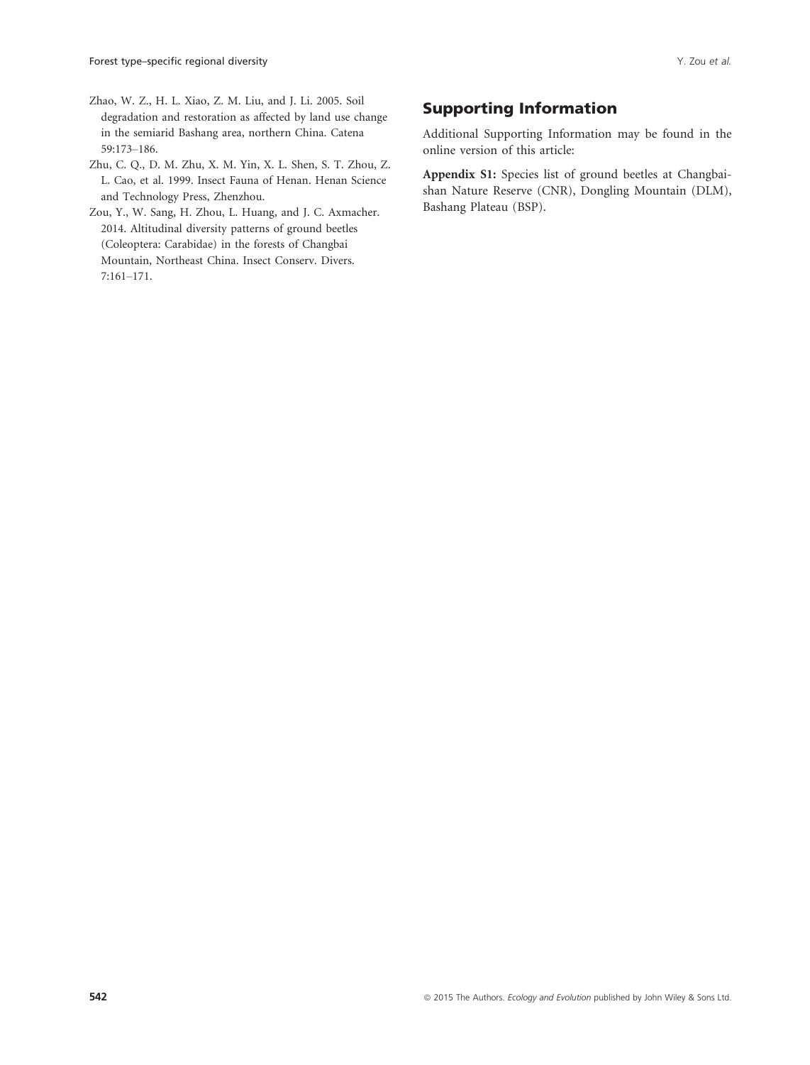Zhao, W. Z., H. L. Xiao, Z. M. Liu, and J. Li. 2005. Soil degradation and restoration as affected by land use change in the semiarid Bashang area, northern China. Catena 59:173–186.

Zhu, C. Q., D. M. Zhu, X. M. Yin, X. L. Shen, S. T. Zhou, Z. L. Cao, et al. 1999. Insect Fauna of Henan. Henan Science and Technology Press, Zhenzhou.

Zou, Y., W. Sang, H. Zhou, L. Huang, and J. C. Axmacher. 2014. Altitudinal diversity patterns of ground beetles (Coleoptera: Carabidae) in the forests of Changbai Mountain, Northeast China. Insect Conserv. Divers. 7:161–171.

## Supporting Information

Additional Supporting Information may be found in the online version of this article:

**Appendix S1:** Species list of ground beetles at Changbaishan Nature Reserve (CNR), Dongling Mountain (DLM), Bashang Plateau (BSP).